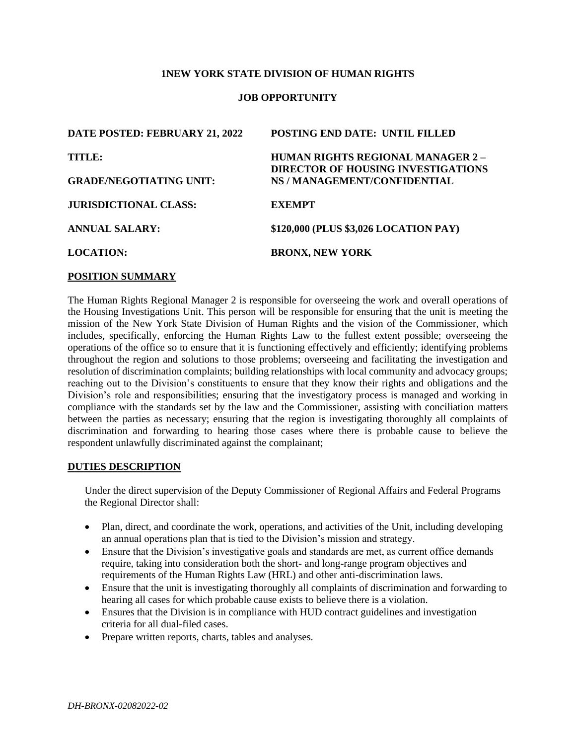**1NEW YORK STATE DIVISION OF HUMAN RIGHTS**

**JOB OPPORTUNITY**

| | |
|---|---|
| **DATE POSTED: FEBRUARY 21, 2022** | **POSTING END DATE: UNTIL FILLED** |
| **TITLE:** | **HUMAN RIGHTS REGIONAL MANAGER 2 – DIRECTOR OF HOUSING INVESTIGATIONS** |
| **GRADE/NEGOTIATING UNIT:** | **NS / MANAGEMENT/CONFIDENTIAL** |
| **JURISDICTIONAL CLASS:** | **EXEMPT** |
| **ANNUAL SALARY:** | **$120,000 (PLUS $3,026 LOCATION PAY)** |
| **LOCATION:** | **BRONX, NEW YORK** |

**POSITION SUMMARY**

The Human Rights Regional Manager 2 is responsible for overseeing the work and overall operations of the Housing Investigations Unit. This person will be responsible for ensuring that the unit is meeting the mission of the New York State Division of Human Rights and the vision of the Commissioner, which includes, specifically, enforcing the Human Rights Law to the fullest extent possible; overseeing the operations of the office so to ensure that it is functioning effectively and efficiently; identifying problems throughout the region and solutions to those problems; overseeing and facilitating the investigation and resolution of discrimination complaints; building relationships with local community and advocacy groups; reaching out to the Division's constituents to ensure that they know their rights and obligations and the Division's role and responsibilities; ensuring that the investigatory process is managed and working in compliance with the standards set by the law and the Commissioner, assisting with conciliation matters between the parties as necessary; ensuring that the region is investigating thoroughly all complaints of discrimination and forwarding to hearing those cases where there is probable cause to believe the respondent unlawfully discriminated against the complainant;

**DUTIES DESCRIPTION**

Under the direct supervision of the Deputy Commissioner of Regional Affairs and Federal Programs the Regional Director shall:

- Plan, direct, and coordinate the work, operations, and activities of the Unit, including developing an annual operations plan that is tied to the Division's mission and strategy.
- Ensure that the Division's investigative goals and standards are met, as current office demands require, taking into consideration both the short- and long-range program objectives and requirements of the Human Rights Law (HRL) and other anti-discrimination laws.
- Ensure that the unit is investigating thoroughly all complaints of discrimination and forwarding to hearing all cases for which probable cause exists to believe there is a violation.
- Ensures that the Division is in compliance with HUD contract guidelines and investigation criteria for all dual-filed cases.
- Prepare written reports, charts, tables and analyses.

*DH-BRONX-02082022-02*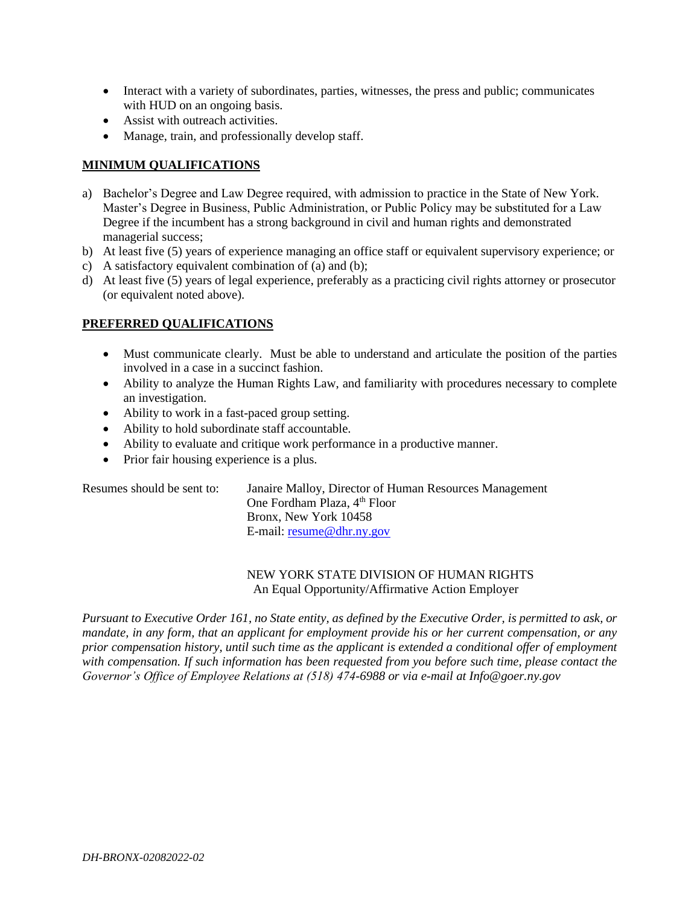- Interact with a variety of subordinates, parties, witnesses, the press and public; communicates with HUD on an ongoing basis.
- Assist with outreach activities.
- Manage, train, and professionally develop staff.

**MINIMUM QUALIFICATIONS**

a) Bachelor's Degree and Law Degree required, with admission to practice in the State of New York. Master's Degree in Business, Public Administration, or Public Policy may be substituted for a Law Degree if the incumbent has a strong background in civil and human rights and demonstrated managerial success;
b) At least five (5) years of experience managing an office staff or equivalent supervisory experience; or
c) A satisfactory equivalent combination of (a) and (b);
d) At least five (5) years of legal experience, preferably as a practicing civil rights attorney or prosecutor (or equivalent noted above).

**PREFERRED QUALIFICATIONS**

- Must communicate clearly. Must be able to understand and articulate the position of the parties involved in a case in a succinct fashion.
- Ability to analyze the Human Rights Law, and familiarity with procedures necessary to complete an investigation.
- Ability to work in a fast-paced group setting.
- Ability to hold subordinate staff accountable.
- Ability to evaluate and critique work performance in a productive manner.
- Prior fair housing experience is a plus.

Resumes should be sent to: Janaire Malloy, Director of Human Resources Management
One Fordham Plaza, 4th Floor
Bronx, New York 10458
E-mail: resume@dhr.ny.gov

NEW YORK STATE DIVISION OF HUMAN RIGHTS
An Equal Opportunity/Affirmative Action Employer

*Pursuant to Executive Order 161, no State entity, as defined by the Executive Order, is permitted to ask, or mandate, in any form, that an applicant for employment provide his or her current compensation, or any prior compensation history, until such time as the applicant is extended a conditional offer of employment with compensation. If such information has been requested from you before such time, please contact the Governor's Office of Employee Relations at (518) 474-6988 or via e-mail at Info@goer.ny.gov*

*DH-BRONX-02082022-02*